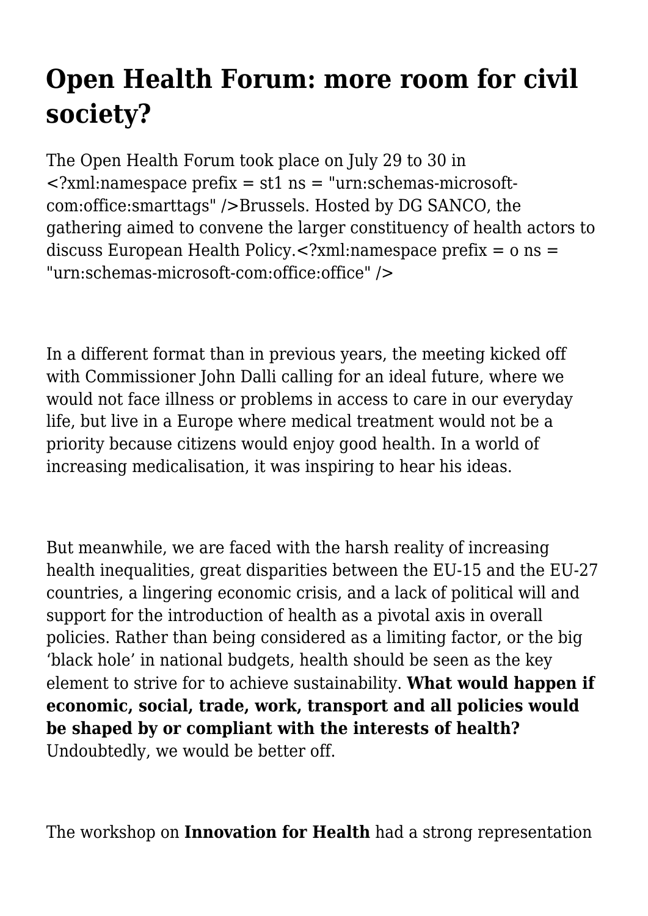# Open Health Forum: more room for civil society?

The Open Health Forum took place on July 29 to 30 in <?xml:namespace prefix = st1 ns = "urn:schemas-microsoft-com:office:smarttags" />Brussels. Hosted by DG SANCO, the gathering aimed to convene the larger constituency of health actors to discuss European Health Policy.<?xml:namespace prefix = o ns = "urn:schemas-microsoft-com:office:office" />

In a different format than in previous years, the meeting kicked off with Commissioner John Dalli calling for an ideal future, where we would not face illness or problems in access to care in our everyday life, but live in a Europe where medical treatment would not be a priority because citizens would enjoy good health. In a world of increasing medicalisation, it was inspiring to hear his ideas.

But meanwhile, we are faced with the harsh reality of increasing health inequalities, great disparities between the EU-15 and the EU-27 countries, a lingering economic crisis, and a lack of political will and support for the introduction of health as a pivotal axis in overall policies. Rather than being considered as a limiting factor, or the big 'black hole' in national budgets, health should be seen as the key element to strive for to achieve sustainability. **What would happen if economic, social, trade, work, transport and all policies would be shaped by or compliant with the interests of health?** Undoubtedly, we would be better off.

The workshop on **Innovation for Health** had a strong representation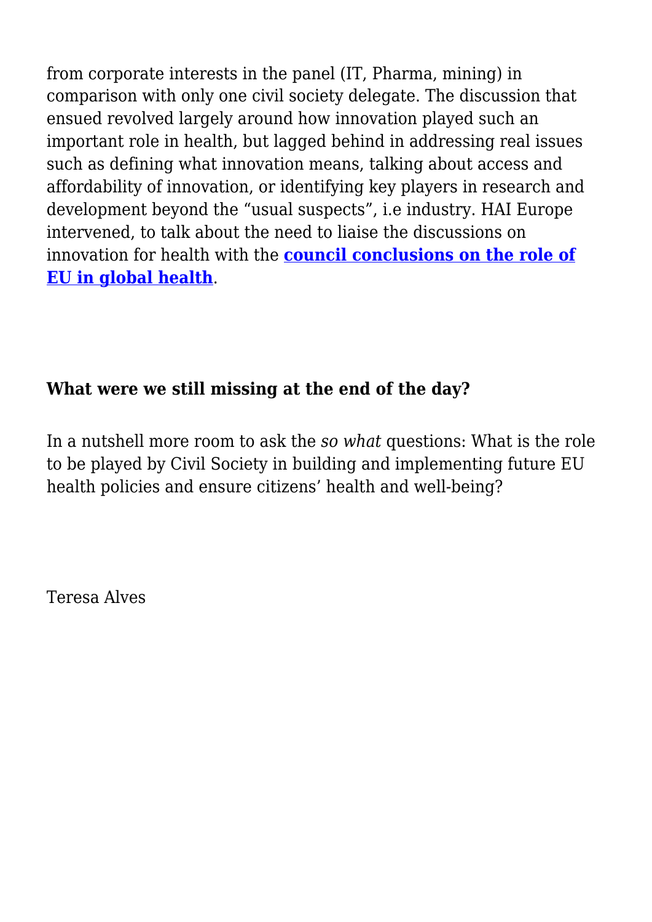from corporate interests in the panel (IT, Pharma, mining) in comparison with only one civil society delegate. The discussion that ensued revolved largely around how innovation played such an important role in health, but lagged behind in addressing real issues such as defining what innovation means, talking about access and affordability of innovation, or identifying key players in research and development beyond the "usual suspects", i.e industry. HAI Europe intervened, to talk about the need to liaise the discussions on innovation for health with the **council conclusions on the role of EU in global health**.

**What were we still missing at the end of the day?**

In a nutshell more room to ask the *so what* questions: What is the role to be played by Civil Society in building and implementing future EU health policies and ensure citizens' health and well-being?

Teresa Alves